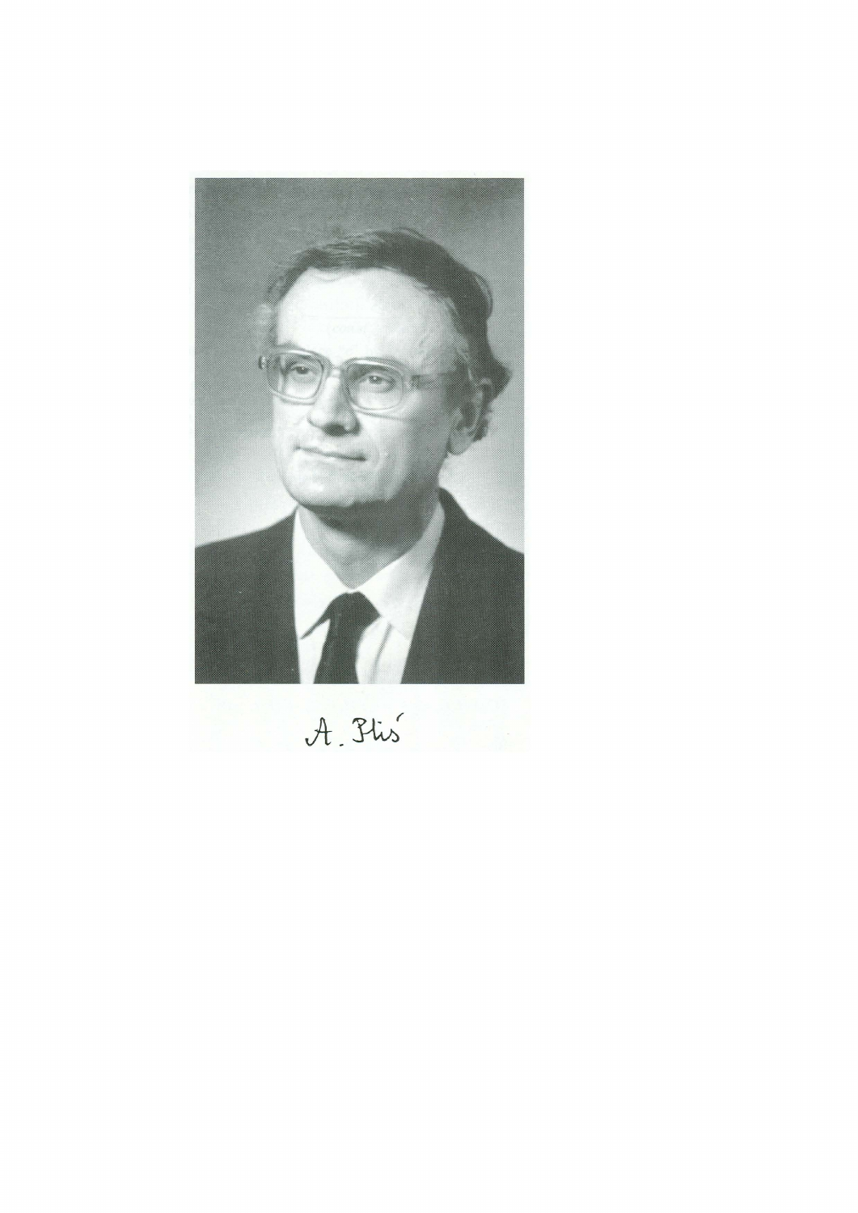A. Pliś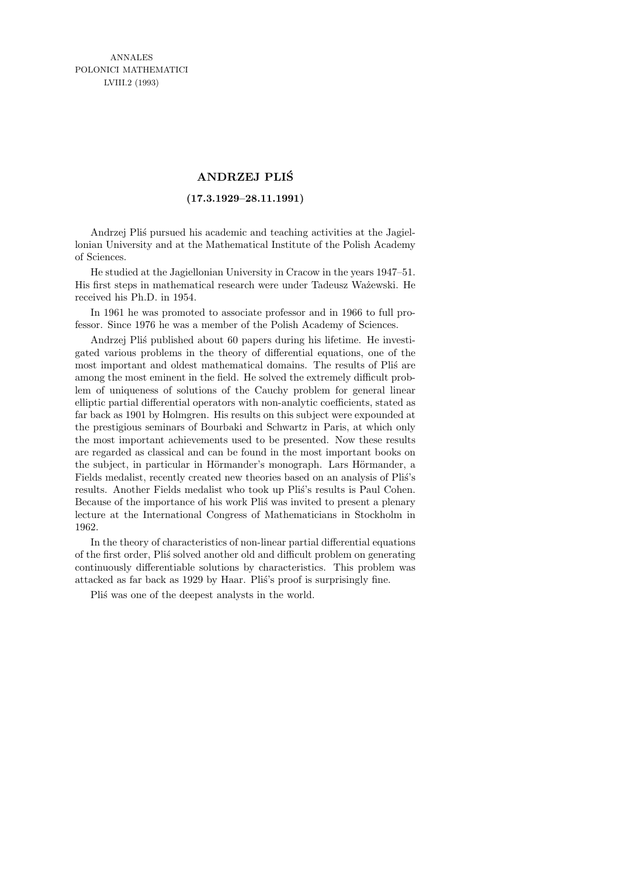# ANDRZEJ PLIŚ

**(17.3.1929–28.11.1991)**

Andrzej Pliś pursued his academic and teaching activities at the Jagiellonian University and at the Mathematical Institute of the Polish Academy of Sciences.

He studied at the Jagiellonian University in Cracow in the years 1947–51. His first steps in mathematical research were under Tadeusz Ważewski. He received his Ph.D. in 1954.

In 1961 he was promoted to associate professor and in 1966 to full professor. Since 1976 he was a member of the Polish Academy of Sciences.

Andrzej Pliś published about 60 papers during his lifetime. He investigated various problems in the theory of differential equations, one of the most important and oldest mathematical domains. The results of Pliś are among the most eminent in the field. He solved the extremely difficult problem of uniqueness of solutions of the Cauchy problem for general linear elliptic partial differential operators with non-analytic coefficients, stated as far back as 1901 by Holmgren. His results on this subject were expounded at the prestigious seminars of Bourbaki and Schwartz in Paris, at which only the most important achievements used to be presented. Now these results are regarded as classical and can be found in the most important books on the subject, in particular in Hörmander's monograph. Lars Hörmander, a Fields medalist, recently created new theories based on an analysis of Pliś's results. Another Fields medalist who took up Pliś's results is Paul Cohen. Because of the importance of his work Pliś was invited to present a plenary lecture at the International Congress of Mathematicians in Stockholm in 1962.

In the theory of characteristics of non-linear partial differential equations of the first order, Pliś solved another old and difficult problem on generating continuously differentiable solutions by characteristics. This problem was attacked as far back as 1929 by Haar. Pliś's proof is surprisingly fine.

Pliś was one of the deepest analysts in the world.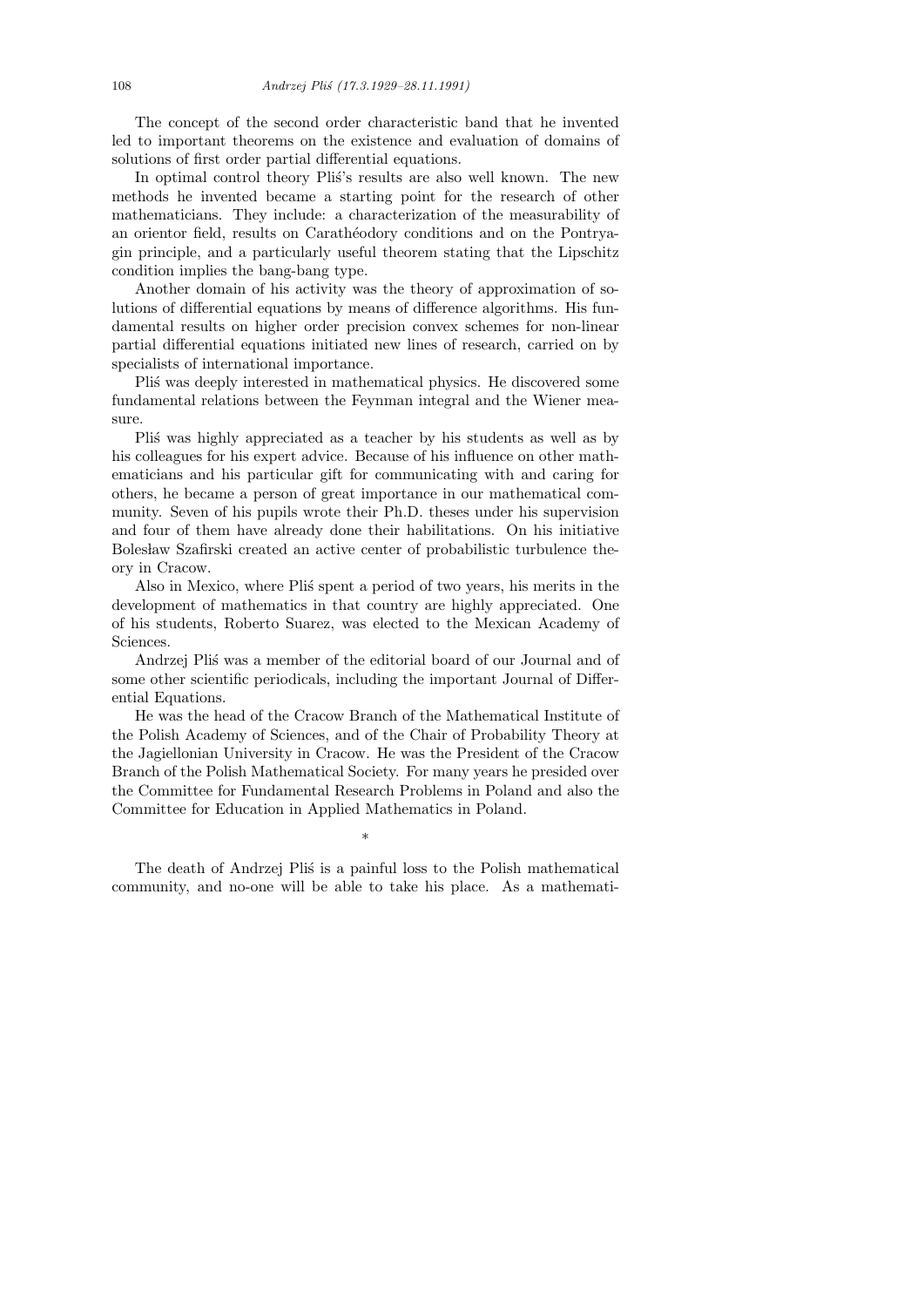The concept of the second order characteristic band that he invented led to important theorems on the existence and evaluation of domains of solutions of first order partial differential equations.

In optimal control theory Pliś's results are also well known. The new methods he invented became a starting point for the research of other mathematicians. They include: a characterization of the measurability of an orientor field, results on Carathéodory conditions and on the Pontryagin principle, and a particularly useful theorem stating that the Lipschitz condition implies the bang-bang type.

Another domain of his activity was the theory of approximation of solutions of differential equations by means of difference algorithms. His fundamental results on higher order precision convex schemes for non-linear partial differential equations initiated new lines of research, carried on by specialists of international importance.

Pliś was deeply interested in mathematical physics. He discovered some fundamental relations between the Feynman integral and the Wiener measure.

Pliś was highly appreciated as a teacher by his students as well as by his colleagues for his expert advice. Because of his influence on other mathematicians and his particular gift for communicating with and caring for others, he became a person of great importance in our mathematical community. Seven of his pupils wrote their Ph.D. theses under his supervision and four of them have already done their habilitations. On his initiative Bolesław Szafirski created an active center of probabilistic turbulence theory in Cracow.

Also in Mexico, where Pliś spent a period of two years, his merits in the development of mathematics in that country are highly appreciated. One of his students, Roberto Suarez, was elected to the Mexican Academy of Sciences.

Andrzej Pliś was a member of the editorial board of our Journal and of some other scientific periodicals, including the important Journal of Differential Equations.

He was the head of the Cracow Branch of the Mathematical Institute of the Polish Academy of Sciences, and of the Chair of Probability Theory at the Jagiellonian University in Cracow. He was the President of the Cracow Branch of the Polish Mathematical Society. For many years he presided over the Committee for Fundamental Research Problems in Poland and also the Committee for Education in Applied Mathematics in Poland.

*

The death of Andrzej Pliś is a painful loss to the Polish mathematical community, and no-one will be able to take his place. As a mathemati-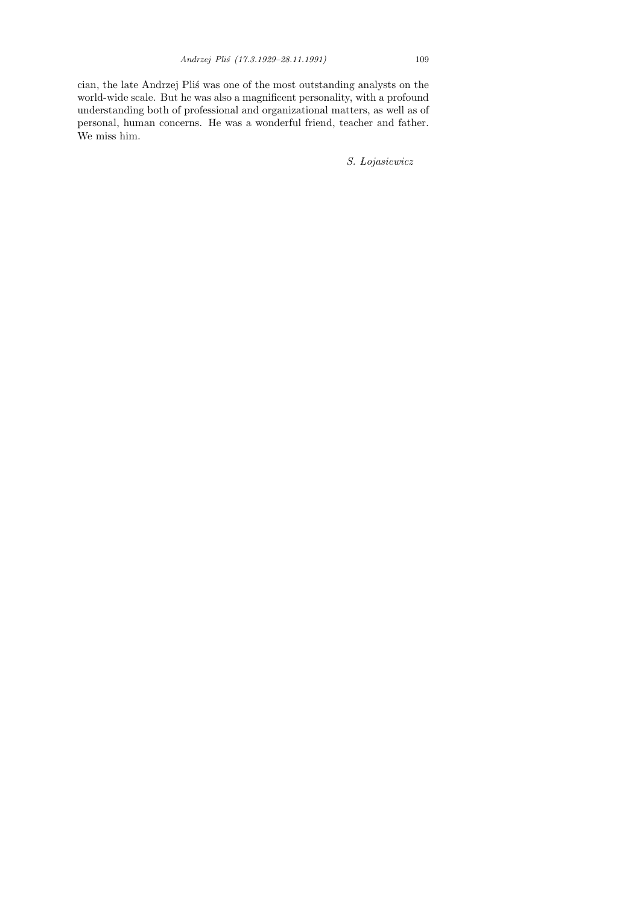cian, the late Andrzej Pliś was one of the most outstanding analysts on the world-wide scale. But he was also a magnificent personality, with a profound understanding both of professional and organizational matters, as well as of personal, human concerns. He was a wonderful friend, teacher and father. We miss him.

*S. Łojasiewicz*